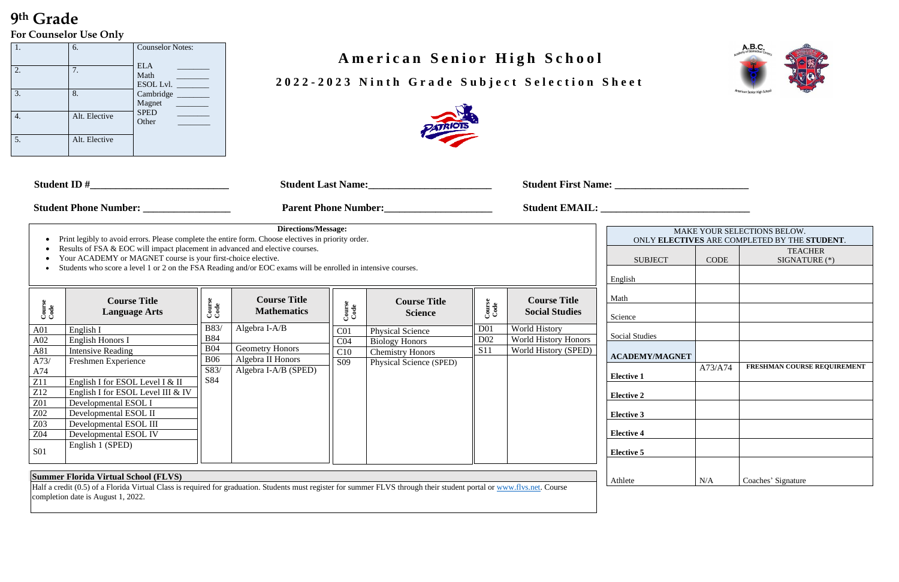# 9th Grade

**For Counselor Use Only**

| | | |
|---|---|---|
| 1. | 6. | Counselor Notes: |
| 2. | 7. | ELA ________ Math ________ ESOL Lvl. ________ |
| 3. | 8. | Cambridge ________ Magnet ________ |
| 4. | Alt. Elective | SPED ________ Other ________ |
| 5. | Alt. Elective | |

## American Senior High School

### 2022-2023 Ninth Grade Subject Selection Sheet

**Student ID #**___________________________ **Student Last Name:**________________________ **Student First Name:** __________________________

**Student Phone Number:** _________________ **Parent Phone Number:**_____________________ **Student EMAIL:** ______________________________

**Directions/Message:**

- Print legibly to avoid errors. Please complete the entire form. Choose electives in priority order.
- Results of FSA & EOC will impact placement in advanced and elective courses.
- Your ACADEMY or MAGNET course is your first-choice elective.
- Students who score a level 1 or 2 on the FSA Reading and/or EOC exams will be enrolled in intensive courses.

| Course Code | Course Title Language Arts |
|---|---|
| A01 | English I |
| A02 | English Honors I |
| A81 | Intensive Reading |
| A73/ A74 | Freshmen Experience |
| Z11 | English I for ESOL Level I & II |
| Z12 | English I for ESOL Level III & IV |
| Z01 | Developmental ESOL I |
| Z02 | Developmental ESOL II |
| Z03 | Developmental ESOL III |
| Z04 | Developmental ESOL IV |
| S01 | English 1 (SPED) |

| Course Code | Course Title Mathematics |
|---|---|
| B83/ B84 | Algebra I-A/B |
| B04 | Geometry Honors |
| B06 | Algebra II Honors |
| S83/ S84 | Algebra I-A/B (SPED) |

| Course Code | Course Title Science |
|---|---|
| C01 | Physical Science |
| C04 | Biology Honors |
| C10 | Chemistry Honors |
| S09 | Physical Science (SPED) |

| Course Code | Course Title Social Studies |
|---|---|
| D01 | World History |
| D02 | World History Honors |
| S11 | World History (SPED) |

**Summer Florida Virtual School (FLVS)**

Half a credit (0.5) of a Florida Virtual Class is required for graduation. Students must register for summer FLVS through their student portal or www.flvs.net. Course completion date is August 1, 2022.

MAKE YOUR SELECTIONS BELOW.
ONLY **ELECTIVES** ARE COMPLETED BY THE **STUDENT**.

| SUBJECT | CODE | TEACHER SIGNATURE (*) |
|---|---|---|
| English | | |
| Math | | |
| Science | | |
| Social Studies | | |
| **ACADEMY/MAGNET** | | |
| **Elective 1** | A73/A74 | **FRESHMAN COURSE REQUIREMENT** |
| **Elective 2** | | |
| **Elective 3** | | |
| **Elective 4** | | |
| **Elective 5** | | |
| Athlete | N/A | Coaches' Signature |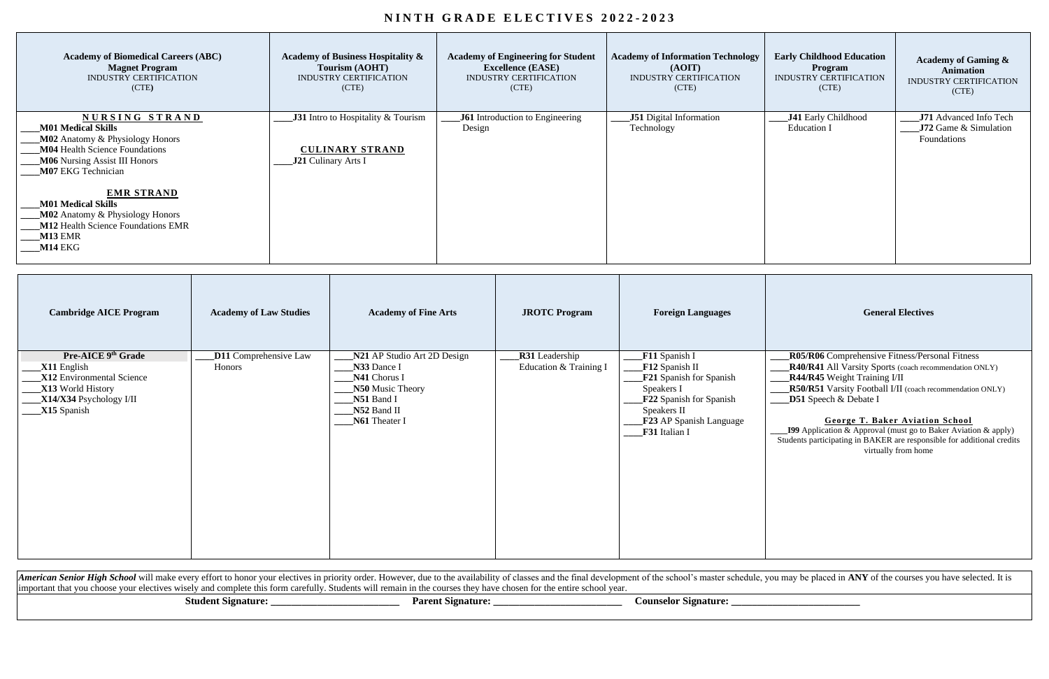# NINTH GRADE ELECTIVES 2022-2023

| **Academy of Biomedical Careers (ABC) Magnet Program** INDUSTRY CERTIFICATION (CTE) | **Academy of Business Hospitality & Tourism (AOHT)** INDUSTRY CERTIFICATION (CTE) | **Academy of Engineering for Student Excellence (EASE)** INDUSTRY CERTIFICATION (CTE) | **Academy of Information Technology (AOIT)** INDUSTRY CERTIFICATION (CTE) | **Early Childhood Education Program** INDUSTRY CERTIFICATION (CTE) | **Academy of Gaming & Animation** INDUSTRY CERTIFICATION (CTE) |
|---|---|---|---|---|---|
| **NURSING STRAND**<br>____**M01 Medical Skills**<br>____**M02** Anatomy & Physiology Honors<br>____**M04** Health Science Foundations<br>____**M06** Nursing Assist III Honors<br>____**M07** EKG Technician<br><br>**EMR STRAND**<br>____**M01 Medical Skills**<br>____**M02** Anatomy & Physiology Honors<br>____**M12** Health Science Foundations EMR<br>____**M13** EMR<br>____**M14** EKG | ____**J31** Intro to Hospitality & Tourism<br><br>**CULINARY STRAND**<br>____**J21** Culinary Arts I | ____**J61** Introduction to Engineering Design | ____**J51** Digital Information Technology | ____**J41** Early Childhood Education I | ____**J71** Advanced Info Tech<br>____**J72** Game & Simulation Foundations |

| **Cambridge AICE Program** | **Academy of Law Studies** | **Academy of Fine Arts** | **JROTC Program** | **Foreign Languages** | **General Electives** |
|---|---|---|---|---|---|
| **Pre-AICE 9th Grade**<br>____**X11** English<br>____**X12** Environmental Science<br>____**X13** World History<br>____**X14/X34** Psychology I/II<br>____**X15** Spanish | ____**D11** Comprehensive Law Honors | ____**N21** AP Studio Art 2D Design<br>____**N33** Dance I<br>____**N41** Chorus I<br>____**N50** Music Theory<br>____**N51** Band I<br>____**N52** Band II<br>____**N61** Theater I | ____**R31** Leadership Education & Training I | ____**F11** Spanish I<br>____**F12** Spanish II<br>____**F21** Spanish for Spanish Speakers I<br>____**F22** Spanish for Spanish Speakers II<br>____**F23** AP Spanish Language<br>____**F31** Italian I | ____**R05/R06** Comprehensive Fitness/Personal Fitness<br>____**R40/R41** All Varsity Sports (coach recommendation ONLY)<br>____**R44/R45** Weight Training I/II<br>____**R50/R51** Varsity Football I/II (coach recommendation ONLY)<br>____**D51** Speech & Debate I<br><br>**George T. Baker Aviation School**<br>____**I99** Application & Approval (must go to Baker Aviation & apply)<br>Students participating in BAKER are responsible for additional credits virtually from home |

***American Senior High School*** will make every effort to honor your electives in priority order. However, due to the availability of classes and the final development of the school's master schedule, you may be placed in **ANY** of the courses you have selected. It is important that you choose your electives wisely and complete this form carefully. Students will remain in the courses they have chosen for the entire school year.

**Student Signature:** ________________________ **Parent Signature:** ________________________ **Counselor Signature:** ________________________